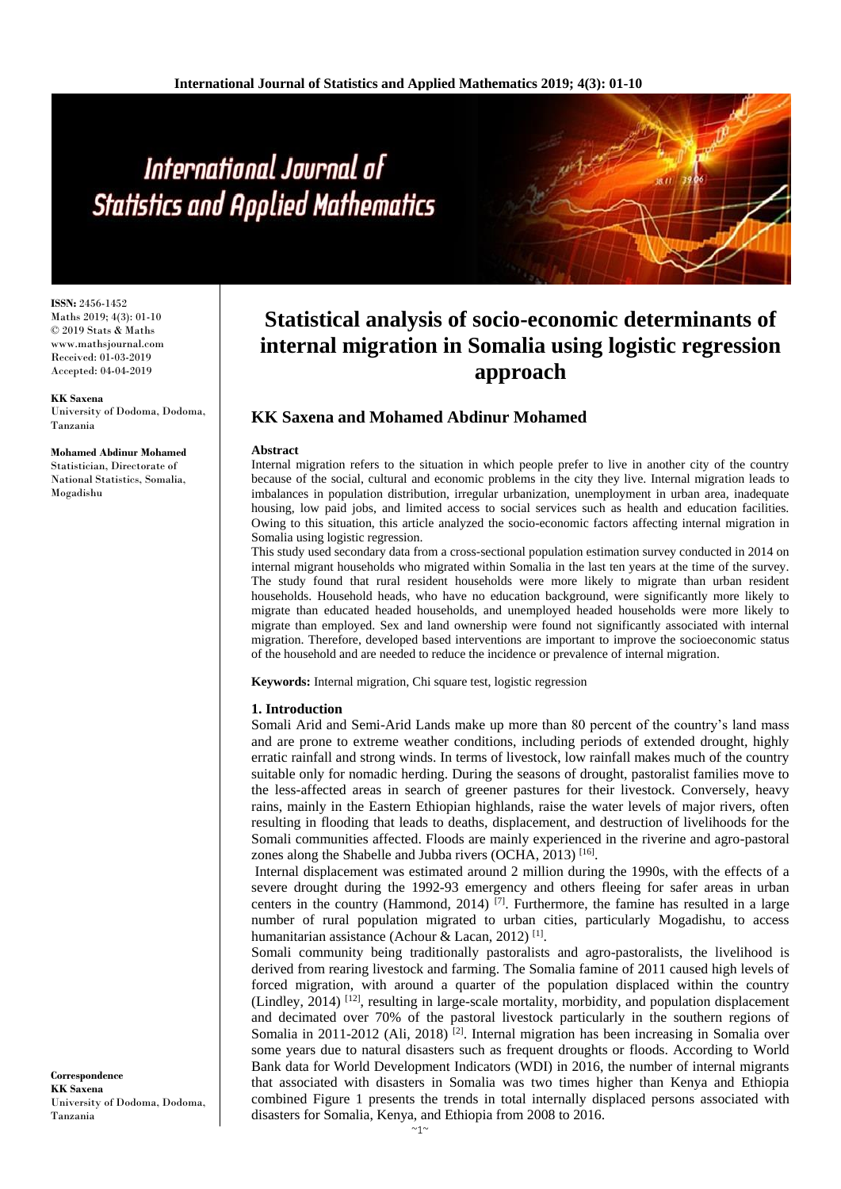# Statistical analysis of socio-economic determinants of internal migration in Somalia using logistic regression approach

**KK Saxena and Mohamed Abdinur Mohamed**

**ISSN:** 2456-1452
Maths 2019; 4(3): 01-10
© 2019 Stats & Maths
www.mathsjournal.com
Received: 01-03-2019
Accepted: 04-04-2019

**KK Saxena**
University of Dodoma, Dodoma, Tanzania

**Mohamed Abdinur Mohamed**
Statistician, Directorate of National Statistics, Somalia, Mogadishu

**Correspondence**
**KK Saxena**
University of Dodoma, Dodoma, Tanzania

### Abstract

Internal migration refers to the situation in which people prefer to live in another city of the country because of the social, cultural and economic problems in the city they live. Internal migration leads to imbalances in population distribution, irregular urbanization, unemployment in urban area, inadequate housing, low paid jobs, and limited access to social services such as health and education facilities. Owing to this situation, this article analyzed the socio-economic factors affecting internal migration in Somalia using logistic regression.

This study used secondary data from a cross-sectional population estimation survey conducted in 2014 on internal migrant households who migrated within Somalia in the last ten years at the time of the survey. The study found that rural resident households were more likely to migrate than urban resident households. Household heads, who have no education background, were significantly more likely to migrate than educated headed households, and unemployed headed households were more likely to migrate than employed. Sex and land ownership were found not significantly associated with internal migration. Therefore, developed based interventions are important to improve the socioeconomic status of the household and are needed to reduce the incidence or prevalence of internal migration.

**Keywords:** Internal migration, Chi square test, logistic regression

## 1. Introduction

Somali Arid and Semi-Arid Lands make up more than 80 percent of the country's land mass and are prone to extreme weather conditions, including periods of extended drought, highly erratic rainfall and strong winds. In terms of livestock, low rainfall makes much of the country suitable only for nomadic herding. During the seasons of drought, pastoralist families move to the less-affected areas in search of greener pastures for their livestock. Conversely, heavy rains, mainly in the Eastern Ethiopian highlands, raise the water levels of major rivers, often resulting in flooding that leads to deaths, displacement, and destruction of livelihoods for the Somali communities affected. Floods are mainly experienced in the riverine and agro-pastoral zones along the Shabelle and Jubba rivers (OCHA, 2013) [16].

Internal displacement was estimated around 2 million during the 1990s, with the effects of a severe drought during the 1992-93 emergency and others fleeing for safer areas in urban centers in the country (Hammond, 2014) [7]. Furthermore, the famine has resulted in a large number of rural population migrated to urban cities, particularly Mogadishu, to access humanitarian assistance (Achour & Lacan, 2012) [1].

Somali community being traditionally pastoralists and agro-pastoralists, the livelihood is derived from rearing livestock and farming. The Somalia famine of 2011 caused high levels of forced migration, with around a quarter of the population displaced within the country (Lindley, 2014) [12], resulting in large-scale mortality, morbidity, and population displacement and decimated over 70% of the pastoral livestock particularly in the southern regions of Somalia in 2011-2012 (Ali, 2018) [2]. Internal migration has been increasing in Somalia over some years due to natural disasters such as frequent droughts or floods. According to World Bank data for World Development Indicators (WDI) in 2016, the number of internal migrants that associated with disasters in Somalia was two times higher than Kenya and Ethiopia combined Figure 1 presents the trends in total internally displaced persons associated with disasters for Somalia, Kenya, and Ethiopia from 2008 to 2016.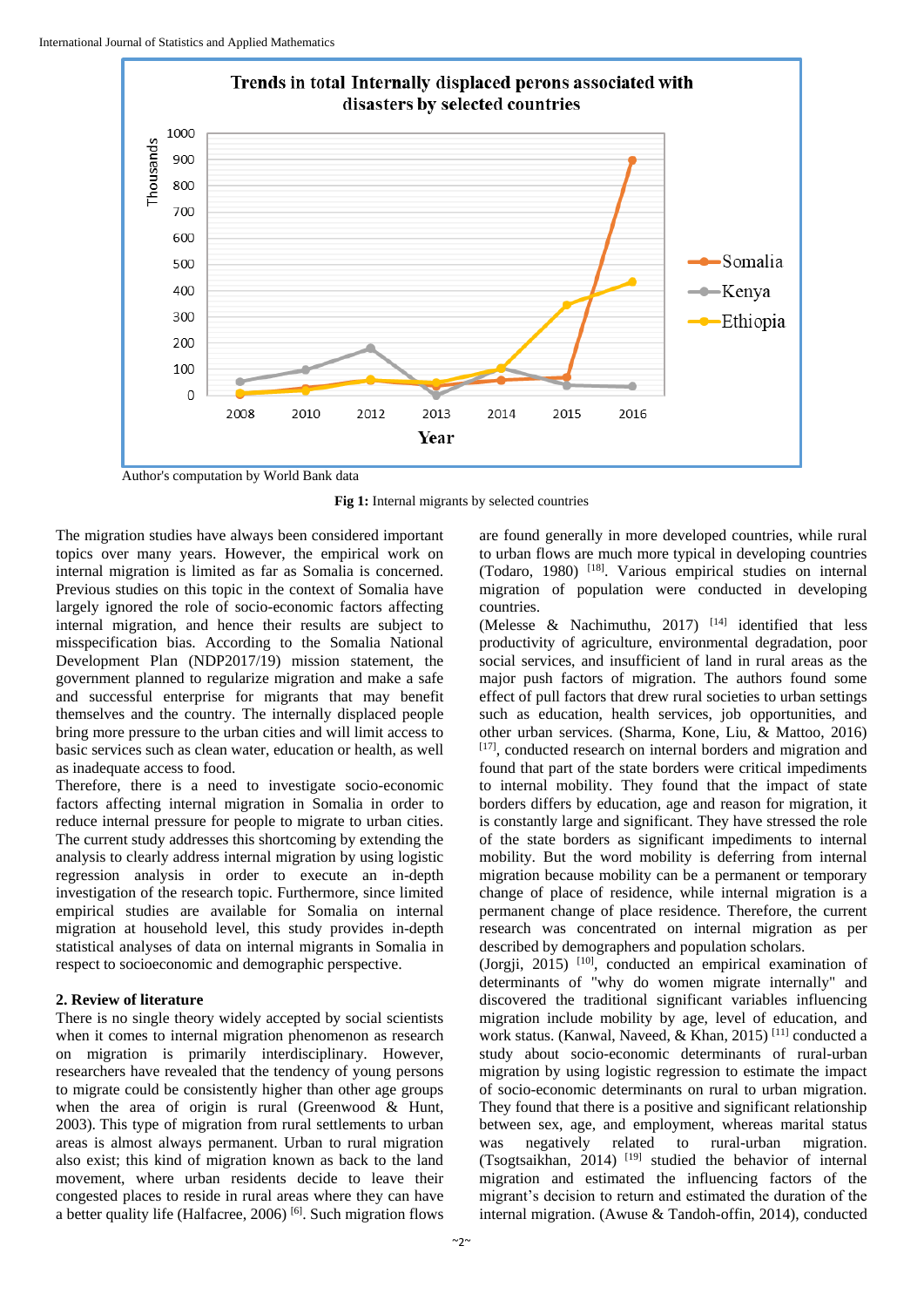Author's computation by World Bank data

**Fig 1:** Internal migrants by selected countries

The migration studies have always been considered important topics over many years. However, the empirical work on internal migration is limited as far as Somalia is concerned. Previous studies on this topic in the context of Somalia have largely ignored the role of socio-economic factors affecting internal migration, and hence their results are subject to misspecification bias. According to the Somalia National Development Plan (NDP2017/19) mission statement, the government planned to regularize migration and make a safe and successful enterprise for migrants that may benefit themselves and the country. The internally displaced people bring more pressure to the urban cities and will limit access to basic services such as clean water, education or health, as well as inadequate access to food.

Therefore, there is a need to investigate socio-economic factors affecting internal migration in Somalia in order to reduce internal pressure for people to migrate to urban cities. The current study addresses this shortcoming by extending the analysis to clearly address internal migration by using logistic regression analysis in order to execute an in-depth investigation of the research topic. Furthermore, since limited empirical studies are available for Somalia on internal migration at household level, this study provides in-depth statistical analyses of data on internal migrants in Somalia in respect to socioeconomic and demographic perspective.

## 2. Review of literature

There is no single theory widely accepted by social scientists when it comes to internal migration phenomenon as research on migration is primarily interdisciplinary. However, researchers have revealed that the tendency of young persons to migrate could be consistently higher than other age groups when the area of origin is rural (Greenwood & Hunt, 2003). This type of migration from rural settlements to urban areas is almost always permanent. Urban to rural migration also exist; this kind of migration known as back to the land movement, where urban residents decide to leave their congested places to reside in rural areas where they can have a better quality life (Halfacree, 2006) [6]. Such migration flows are found generally in more developed countries, while rural to urban flows are much more typical in developing countries (Todaro, 1980) [18]. Various empirical studies on internal migration of population were conducted in developing countries.

(Melesse & Nachimuthu, 2017) [14] identified that less productivity of agriculture, environmental degradation, poor social services, and insufficient of land in rural areas as the major push factors of migration. The authors found some effect of pull factors that drew rural societies to urban settings such as education, health services, job opportunities, and other urban services. (Sharma, Kone, Liu, & Mattoo, 2016) [17], conducted research on internal borders and migration and found that part of the state borders were critical impediments to internal mobility. They found that the impact of state borders differs by education, age and reason for migration, it is constantly large and significant. They have stressed the role of the state borders as significant impediments to internal mobility. But the word mobility is deferring from internal migration because mobility can be a permanent or temporary change of place of residence, while internal migration is a permanent change of place residence. Therefore, the current research was concentrated on internal migration as per described by demographers and population scholars.

(Jorgji, 2015) [10], conducted an empirical examination of determinants of "why do women migrate internally" and discovered the traditional significant variables influencing migration include mobility by age, level of education, and work status. (Kanwal, Naveed, & Khan, 2015) [11] conducted a study about socio-economic determinants of rural-urban migration by using logistic regression to estimate the impact of socio-economic determinants on rural to urban migration. They found that there is a positive and significant relationship between sex, age, and employment, whereas marital status was negatively related to rural-urban migration. (Tsogtsaikhan, 2014) [19] studied the behavior of internal migration and estimated the influencing factors of the migrant's decision to return and estimated the duration of the internal migration. (Awuse & Tandoh-offin, 2014), conducted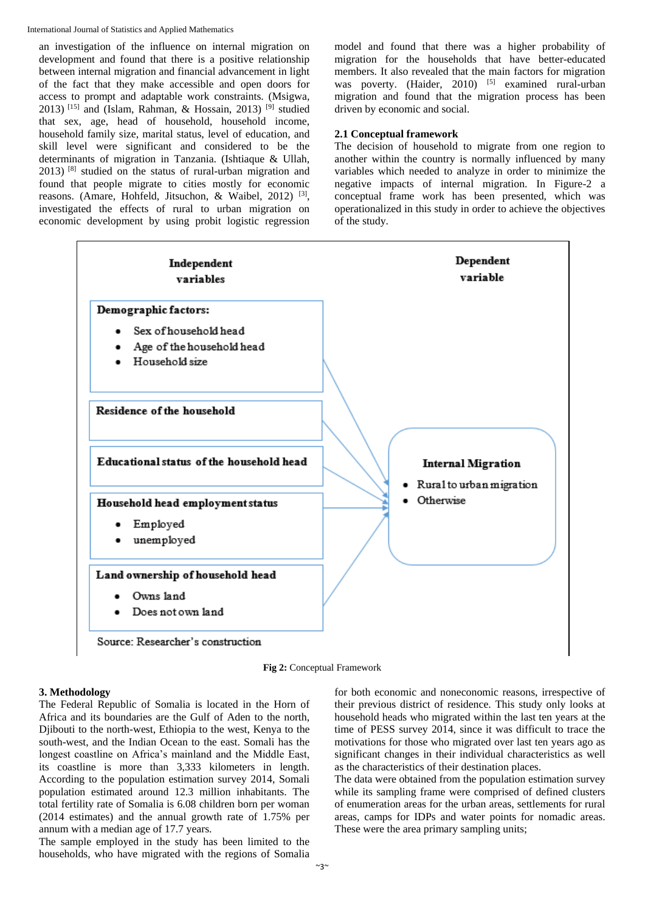an investigation of the influence on internal migration on development and found that there is a positive relationship between internal migration and financial advancement in light of the fact that they make accessible and open doors for access to prompt and adaptable work constraints. (Msigwa, 2013) [15] and (Islam, Rahman, & Hossain, 2013) [9] studied that sex, age, head of household, household income, household family size, marital status, level of education, and skill level were significant and considered to be the determinants of migration in Tanzania. (Ishtiaque & Ullah, 2013) [8] studied on the status of rural-urban migration and found that people migrate to cities mostly for economic reasons. (Amare, Hohfeld, Jitsuchon, & Waibel, 2012) [3], investigated the effects of rural to urban migration on economic development by using probit logistic regression model and found that there was a higher probability of migration for the households that have better-educated members. It also revealed that the main factors for migration was poverty. (Haider, 2010) [5] examined rural-urban migration and found that the migration process has been driven by economic and social.

### 2.1 Conceptual framework

The decision of household to migrate from one region to another within the country is normally influenced by many variables which needed to analyze in order to minimize the negative impacts of internal migration. In Figure-2 a conceptual frame work has been presented, which was operationalized in this study in order to achieve the objectives of the study.

**Independent variables**

**Demographic factors:**
- Sex of household head
- Age of the household head
- Household size

**Residence of the household**

**Educational status of the household head**

**Household head employment status**
- Employed
- unemployed

**Land ownership of household head**
- Owns land
- Does not own land

**Dependent variable**

**Internal Migration**
- Rural to urban migration
- Otherwise

Source: Researcher's construction

**Fig 2:** Conceptual Framework

## 3. Methodology

The Federal Republic of Somalia is located in the Horn of Africa and its boundaries are the Gulf of Aden to the north, Djibouti to the north-west, Ethiopia to the west, Kenya to the south-west, and the Indian Ocean to the east. Somali has the longest coastline on Africa's mainland and the Middle East, its coastline is more than 3,333 kilometers in length. According to the population estimation survey 2014, Somali population estimated around 12.3 million inhabitants. The total fertility rate of Somalia is 6.08 children born per woman (2014 estimates) and the annual growth rate of 1.75% per annum with a median age of 17.7 years.

The sample employed in the study has been limited to the households, who have migrated with the regions of Somalia for both economic and noneconomic reasons, irrespective of their previous district of residence. This study only looks at household heads who migrated within the last ten years at the time of PESS survey 2014, since it was difficult to trace the motivations for those who migrated over last ten years ago as significant changes in their individual characteristics as well as the characteristics of their destination places.

The data were obtained from the population estimation survey while its sampling frame were comprised of defined clusters of enumeration areas for the urban areas, settlements for rural areas, camps for IDPs and water points for nomadic areas. These were the area primary sampling units;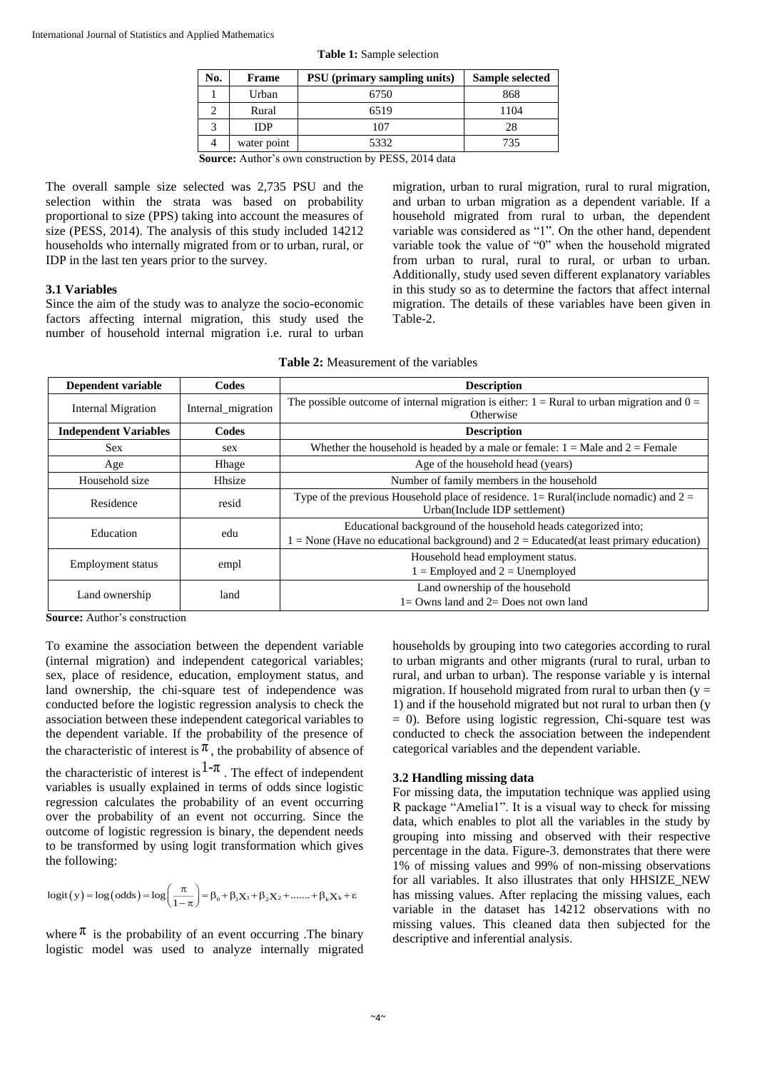**Table 1:** Sample selection

| No. | Frame | PSU (primary sampling units) | Sample selected |
|---|---|---|---|
| 1 | Urban | 6750 | 868 |
| 2 | Rural | 6519 | 1104 |
| 3 | IDP | 107 | 28 |
| 4 | water point | 5332 | 735 |

**Source:** Author's own construction by PESS, 2014 data

The overall sample size selected was 2,735 PSU and the selection within the strata was based on probability proportional to size (PPS) taking into account the measures of size (PESS, 2014). The analysis of this study included 14212 households who internally migrated from or to urban, rural, or IDP in the last ten years prior to the survey.

### 3.1 Variables

Since the aim of the study was to analyze the socio-economic factors affecting internal migration, this study used the number of household internal migration i.e. rural to urban migration, urban to rural migration, rural to rural migration, and urban to urban migration as a dependent variable. If a household migrated from rural to urban, the dependent variable was considered as "1". On the other hand, dependent variable took the value of "0" when the household migrated from urban to rural, rural to rural, or urban to urban. Additionally, study used seven different explanatory variables in this study so as to determine the factors that affect internal migration. The details of these variables have been given in Table-2.

**Table 2:** Measurement of the variables

| Dependent variable | Codes | Description |
|---|---|---|
| Internal Migration | Internal_migration | The possible outcome of internal migration is either: 1 = Rural to urban migration and 0 = Otherwise |
| **Independent Variables** | **Codes** | **Description** |
| Sex | sex | Whether the household is headed by a male or female: 1 = Male and 2 = Female |
| Age | Hhage | Age of the household head (years) |
| Household size | Hhsize | Number of family members in the household |
| Residence | resid | Type of the previous Household place of residence. 1= Rural(include nomadic) and 2 = Urban(Include IDP settlement) |
| Education | edu | Educational background of the household heads categorized into; 1 = None (Have no educational background) and 2 = Educated(at least primary education) |
| Employment status | empl | Household head employment status. 1 = Employed and 2 = Unemployed |
| Land ownership | land | Land ownership of the household 1= Owns land and 2= Does not own land |

**Source:** Author's construction

To examine the association between the dependent variable (internal migration) and independent categorical variables; sex, place of residence, education, employment status, and land ownership, the chi-square test of independence was conducted before the logistic regression analysis to check the association between these independent categorical variables to the dependent variable. If the probability of the presence of the characteristic of interest is $\pi$, the probability of absence of the characteristic of interest is $1-\pi$. The effect of independent variables is usually explained in terms of odds since logistic regression calculates the probability of an event occurring over the probability of an event not occurring. Since the outcome of logistic regression is binary, the dependent needs to be transformed by using logit transformation which gives the following:

$$\text{logit}(y) = \log(\text{odds}) = \log\left(\frac{\pi}{1-\pi}\right) = \beta_0 + \beta_1 X_1 + \beta_2 X_2 + \ldots\ldots + \beta_k X_k + \varepsilon$$

where $\pi$ is the probability of an event occurring .The binary logistic model was used to analyze internally migrated households by grouping into two categories according to rural to urban migrants and other migrants (rural to rural, urban to rural, and urban to urban). The response variable y is internal migration. If household migrated from rural to urban then (y = 1) and if the household migrated but not rural to urban then (y = 0). Before using logistic regression, Chi-square test was conducted to check the association between the independent categorical variables and the dependent variable.

### 3.2 Handling missing data

For missing data, the imputation technique was applied using R package "Amelia1". It is a visual way to check for missing data, which enables to plot all the variables in the study by grouping into missing and observed with their respective percentage in the data. Figure-3. demonstrates that there were 1% of missing values and 99% of non-missing observations for all variables. It also illustrates that only HHSIZE_NEW has missing values. After replacing the missing values, each variable in the dataset has 14212 observations with no missing values. This cleaned data then subjected for the descriptive and inferential analysis.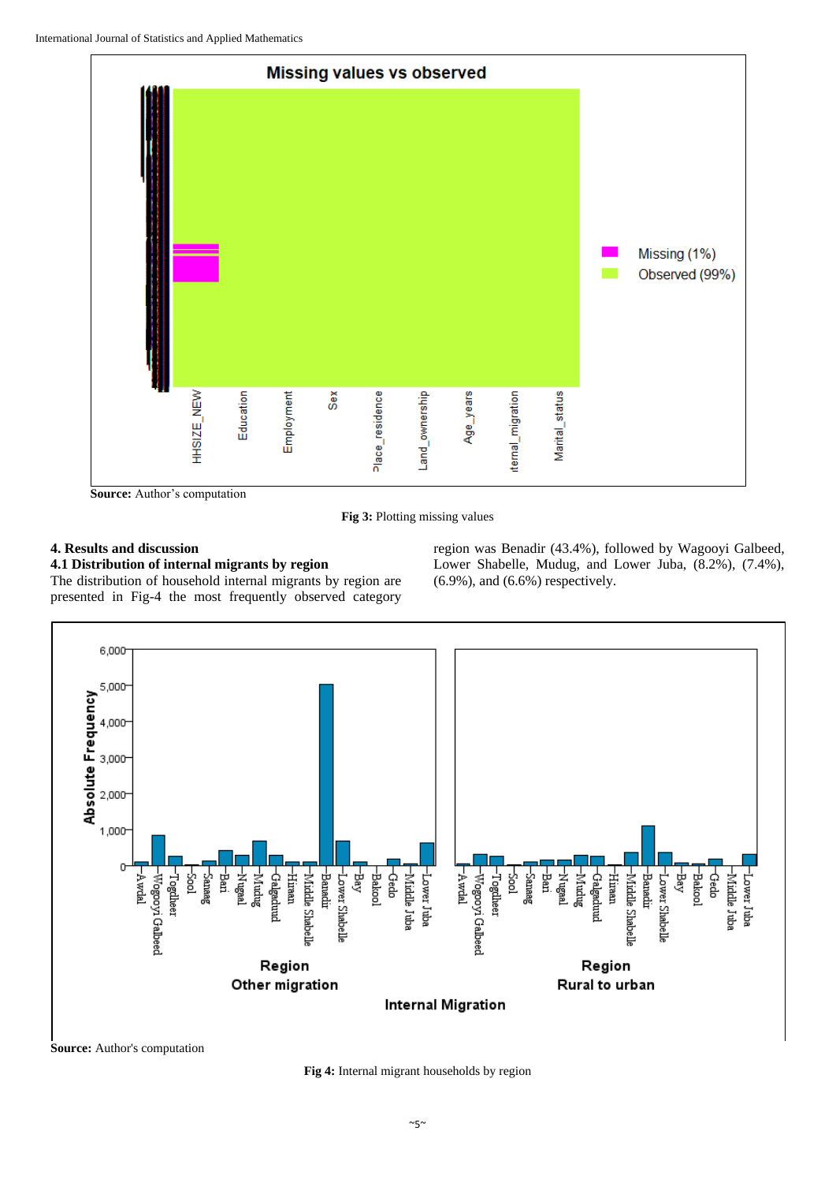**Source:** Author's computation

**Fig 3:** Plotting missing values

## 4. Results and discussion

### 4.1 Distribution of internal migrants by region

The distribution of household internal migrants by region are presented in Fig-4 the most frequently observed category region was Benadir (43.4%), followed by Wagooyi Galbeed, Lower Shabelle, Mudug, and Lower Juba, (8.2%), (7.4%), (6.9%), and (6.6%) respectively.

**Source:** Author's computation

**Fig 4:** Internal migrant households by region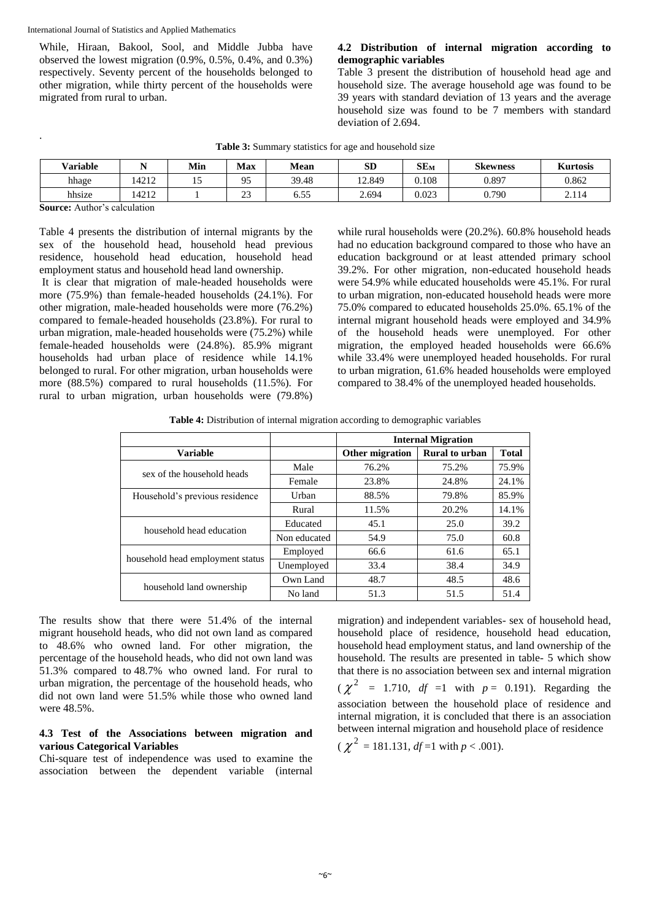While, Hiraan, Bakool, Sool, and Middle Jubba have observed the lowest migration (0.9%, 0.5%, 0.4%, and 0.3%) respectively. Seventy percent of the households belonged to other migration, while thirty percent of the households were migrated from rural to urban.

### 4.2 Distribution of internal migration according to demographic variables

Table 3 present the distribution of household head age and household size. The average household age was found to be 39 years with standard deviation of 13 years and the average household size was found to be 7 members with standard deviation of 2.694.

**Table 3:** Summary statistics for age and household size

| Variable | N | Min | Max | Mean | SD | $SE_M$ | Skewness | Kurtosis |
|---|---|---|---|---|---|---|---|---|
| hhage | 14212 | 15 | 95 | 39.48 | 12.849 | 0.108 | 0.897 | 0.862 |
| hhsize | 14212 | 1 | 23 | 6.55 | 2.694 | 0.023 | 0.790 | 2.114 |

**Source:** Author's calculation

Table 4 presents the distribution of internal migrants by the sex of the household head, household head previous residence, household head education, household head employment status and household head land ownership.

It is clear that migration of male-headed households were more (75.9%) than female-headed households (24.1%). For other migration, male-headed households were more (76.2%) compared to female-headed households (23.8%). For rural to urban migration, male-headed households were (75.2%) while female-headed households were (24.8%). 85.9% migrant households had urban place of residence while 14.1% belonged to rural. For other migration, urban households were more (88.5%) compared to rural households (11.5%). For rural to urban migration, urban households were (79.8%) while rural households were (20.2%). 60.8% household heads had no education background compared to those who have an education background or at least attended primary school 39.2%. For other migration, non-educated household heads were 54.9% while educated households were 45.1%. For rural to urban migration, non-educated household heads were more 75.0% compared to educated households 25.0%. 65.1% of the internal migrant household heads were employed and 34.9% of the household heads were unemployed. For other migration, the employed headed households were 66.6% while 33.4% were unemployed headed households. For rural to urban migration, 61.6% headed households were employed compared to 38.4% of the unemployed headed households.

**Table 4:** Distribution of internal migration according to demographic variables

| | | Internal Migration | | |
|---|---|---|---|---|
| **Variable** | | **Other migration** | **Rural to urban** | **Total** |
| sex of the household heads | Male | 76.2% | 75.2% | 75.9% |
| | Female | 23.8% | 24.8% | 24.1% |
| Household's previous residence | Urban | 88.5% | 79.8% | 85.9% |
| | Rural | 11.5% | 20.2% | 14.1% |
| household head education | Educated | 45.1 | 25.0 | 39.2 |
| | Non educated | 54.9 | 75.0 | 60.8 |
| household head employment status | Employed | 66.6 | 61.6 | 65.1 |
| | Unemployed | 33.4 | 38.4 | 34.9 |
| household land ownership | Own Land | 48.7 | 48.5 | 48.6 |
| | No land | 51.3 | 51.5 | 51.4 |

The results show that there were 51.4% of the internal migrant household heads, who did not own land as compared to 48.6% who owned land. For other migration, the percentage of the household heads, who did not own land was 51.3% compared to 48.7% who owned land. For rural to urban migration, the percentage of the household heads, who did not own land were 51.5% while those who owned land were 48.5%.

### 4.3 Test of the Associations between migration and various Categorical Variables

Chi-square test of independence was used to examine the association between the dependent variable (internal migration) and independent variables- sex of household head, household place of residence, household head education, household head employment status, and land ownership of the household. The results are presented in table- 5 which show that there is no association between sex and internal migration ($\chi^2$ = 1.710, $df$ =1 with $p$ = 0.191). Regarding the association between the household place of residence and internal migration, it is concluded that there is an association between internal migration and household place of residence ($\chi^2$ = 181.131, $df$ =1 with $p$ < .001).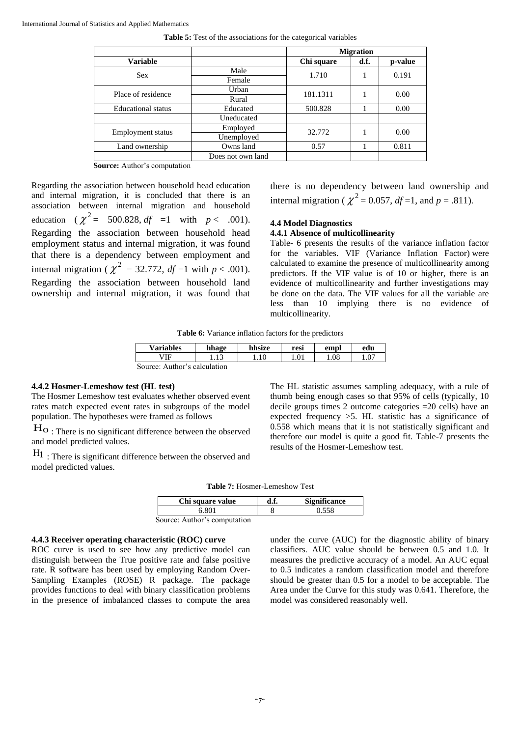**Table 5:** Test of the associations for the categorical variables

| | | Migration | | |
|---|---|---|---|---|
| **Variable** | | **Chi square** | **d.f.** | **p-value** |
| Sex | Male | 1.710 | 1 | 0.191 |
| | Female | | | |
| Place of residence | Urban | 181.1311 | 1 | 0.00 |
| | Rural | | | |
| Educational status | Educated | 500.828 | 1 | 0.00 |
| | Uneducated | | | |
| Employment status | Employed | 32.772 | 1 | 0.00 |
| | Unemployed | | | |
| Land ownership | Owns land | 0.57 | 1 | 0.811 |
| | Does not own land | | | |

**Source:** Author's computation

Regarding the association between household head education and internal migration, it is concluded that there is an association between internal migration and household education ($\chi^2 = 500.828, df = 1$ with $p < .001$). Regarding the association between household head employment status and internal migration, it was found that there is a dependency between employment and internal migration ($\chi^2 = 32.772$, $df = 1$ with $p < .001$). Regarding the association between household land ownership and internal migration, it was found that there is no dependency between land ownership and internal migration ($\chi^2 = 0.057$, $df = 1$, and $p = .811$).

### 4.4 Model Diagnostics

#### 4.4.1 Absence of multicollinearity

Table- 6 presents the results of the variance inflation factor for the variables. VIF (Variance Inflation Factor) were calculated to examine the presence of multicollinearity among predictors. If the VIF value is of 10 or higher, there is an evidence of multicollinearity and further investigations may be done on the data. The VIF values for all the variable are less than 10 implying there is no evidence of multicollinearity.

**Table 6:** Variance inflation factors for the predictors

| Variables | hhage | hhsize | resi | empl | edu |
|---|---|---|---|---|---|
| VIF | 1.13 | 1.10 | 1.01 | 1.08 | 1.07 |

Source: Author's calculation

#### 4.4.2 Hosmer-Lemeshow test (HL test)

The Hosmer Lemeshow test evaluates whether observed event rates match expected event rates in subgroups of the model population. The hypotheses were framed as follows

$H_O$ : There is no significant difference between the observed and model predicted values.

$H_1$ : There is significant difference between the observed and model predicted values.

The HL statistic assumes sampling adequacy, with a rule of thumb being enough cases so that 95% of cells (typically, 10 decile groups times 2 outcome categories =20 cells) have an expected frequency >5. HL statistic has a significance of 0.558 which means that it is not statistically significant and therefore our model is quite a good fit. Table-7 presents the results of the Hosmer-Lemeshow test.

**Table 7:** Hosmer-Lemeshow Test

| Chi square value | d.f. | Significance |
|---|---|---|
| 6.801 | 8 | 0.558 |

Source: Author's computation

#### 4.4.3 Receiver operating characteristic (ROC) curve

ROC curve is used to see how any predictive model can distinguish between the True positive rate and false positive rate. R software has been used by employing Random Over-Sampling Examples (ROSE) R package. The package provides functions to deal with binary classification problems in the presence of imbalanced classes to compute the area under the curve (AUC) for the diagnostic ability of binary classifiers. AUC value should be between 0.5 and 1.0. It measures the predictive accuracy of a model. An AUC equal to 0.5 indicates a random classification model and therefore should be greater than 0.5 for a model to be acceptable. The Area under the Curve for this study was 0.641. Therefore, the model was considered reasonably well.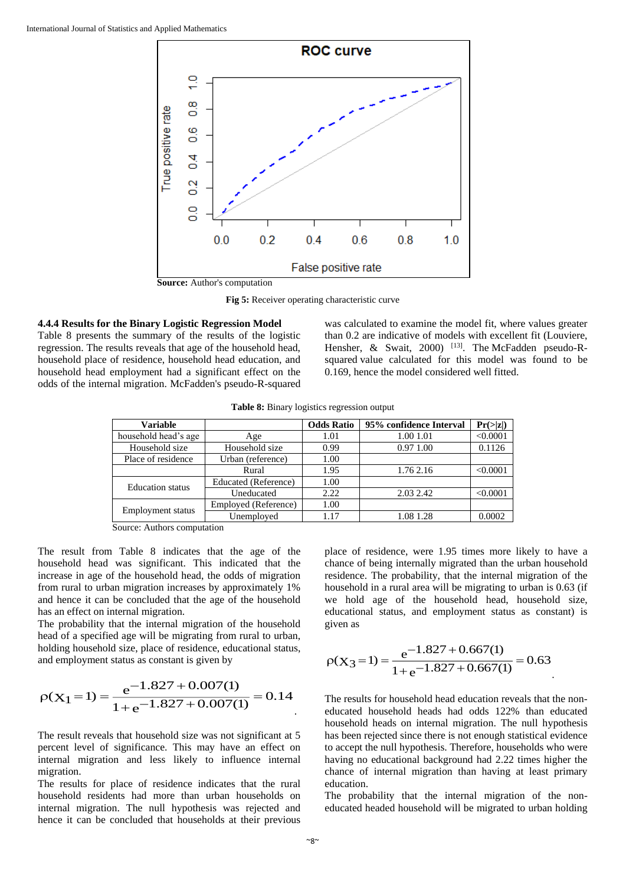**Source:** Author's computation

**Fig 5:** Receiver operating characteristic curve

#### 4.4.4 Results for the Binary Logistic Regression Model

Table 8 presents the summary of the results of the logistic regression. The results reveals that age of the household head, household place of residence, household head education, and household head employment had a significant effect on the odds of the internal migration. McFadden's pseudo-R-squared was calculated to examine the model fit, where values greater than 0.2 are indicative of models with excellent fit (Louviere, Hensher, & Swait, 2000) [13]. The McFadden pseudo-R-squared value calculated for this model was found to be 0.169, hence the model considered well fitted.

**Table 8:** Binary logistics regression output

| Variable | | Odds Ratio | 95% confidence Interval | Pr(>\|z\|) |
|---|---|---|---|---|
| household head's age | Age | 1.01 | 1.00 1.01 | <0.0001 |
| Household size | Household size | 0.99 | 0.97 1.00 | 0.1126 |
| Place of residence | Urban (reference) | 1.00 | | |
| | Rural | 1.95 | 1.76 2.16 | <0.0001 |
| Education status | Educated (Reference) | 1.00 | | |
| | Uneducated | 2.22 | 2.03 2.42 | <0.0001 |
| Employment status | Employed (Reference) | 1.00 | | |
| | Unemployed | 1.17 | 1.08 1.28 | 0.0002 |

Source: Authors computation

The result from Table 8 indicates that the age of the household head was significant. This indicated that the increase in age of the household head, the odds of migration from rural to urban migration increases by approximately 1% and hence it can be concluded that the age of the household has an effect on internal migration.

The probability that the internal migration of the household head of a specified age will be migrating from rural to urban, holding household size, place of residence, educational status, and employment status as constant is given by

$$\rho(X_1 = 1) = \frac{e^{-1.827 + 0.007(1)}}{1 + e^{-1.827 + 0.007(1)}} = 0.14$$

The result reveals that household size was not significant at 5 percent level of significance. This may have an effect on internal migration and less likely to influence internal migration.

The results for place of residence indicates that the rural household residents had more than urban households on internal migration. The null hypothesis was rejected and hence it can be concluded that households at their previous place of residence, were 1.95 times more likely to have a chance of being internally migrated than the urban household residence. The probability, that the internal migration of the household in a rural area will be migrating to urban is 0.63 (if we hold age of the household head, household size, educational status, and employment status as constant) is given as

$$\rho(X_3 = 1) = \frac{e^{-1.827 + 0.667(1)}}{1 + e^{-1.827 + 0.667(1)}} = 0.63$$

The results for household head education reveals that the non-educated household heads had odds 122% than educated household heads on internal migration. The null hypothesis has been rejected since there is not enough statistical evidence to accept the null hypothesis. Therefore, households who were having no educational background had 2.22 times higher the chance of internal migration than having at least primary education.

The probability that the internal migration of the non-educated headed household will be migrated to urban holding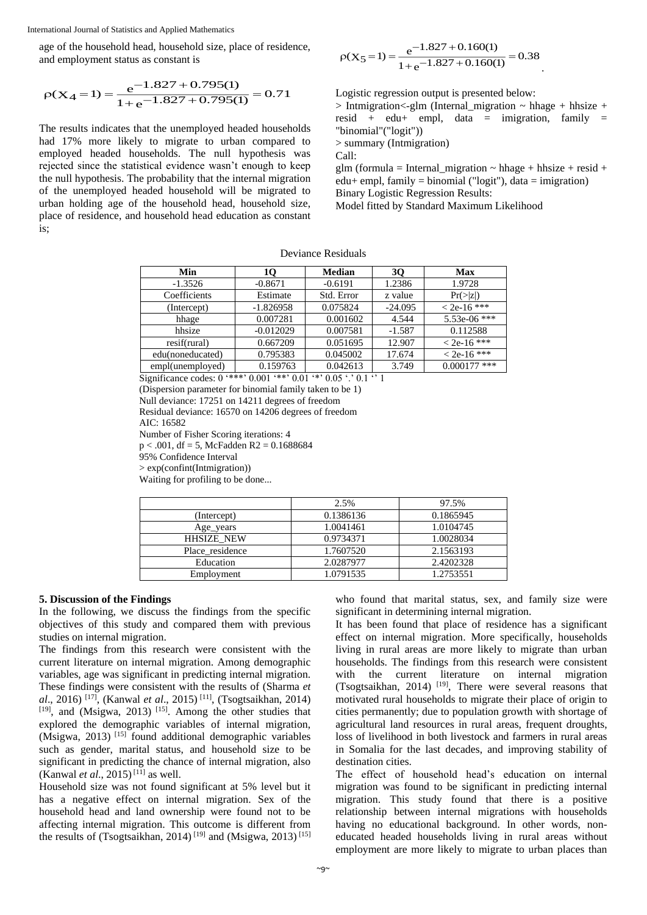age of the household head, household size, place of residence, and employment status as constant is

$$\rho(X_4 = 1) = \frac{e^{-1.827 + 0.795(1)}}{1 + e^{-1.827 + 0.795(1)}} = 0.71$$

The results indicates that the unemployed headed households had 17% more likely to migrate to urban compared to employed headed households. The null hypothesis was rejected since the statistical evidence wasn't enough to keep the null hypothesis. The probability that the internal migration of the unemployed headed household will be migrated to urban holding age of the household head, household size, place of residence, and household head education as constant is;

$$\rho(X_5 = 1) = \frac{e^{-1.827 + 0.160(1)}}{1 + e^{-1.827 + 0.160(1)}} = 0.38$$

Logistic regression output is presented below:

```
> Intmigration<-glm (Internal_migration ~ hhage + hhsize + resid + edu+ empl, data = imigration, family = "binomial"("logit"))
> summary (Intmigration)
Call:
glm (formula = Internal_migration ~ hhage + hhsize + resid + edu+ empl, family = binomial ("logit"), data = imigration)
```

Binary Logistic Regression Results:
Model fitted by Standard Maximum Likelihood

Deviance Residuals

| Min | 1Q | Median | 3Q | Max |
|---|---|---|---|---|
| -1.3526 | -0.8671 | -0.6191 | 1.2386 | 1.9728 |
| Coefficients | Estimate | Std. Error | z value | Pr(>\|z\|) |
| (Intercept) | -1.826958 | 0.075824 | -24.095 | < 2e-16 *** |
| hhage | 0.007281 | 0.001602 | 4.544 | 5.53e-06 *** |
| hhsize | -0.012029 | 0.007581 | -1.587 | 0.112588 |
| resif(rural) | 0.667209 | 0.051695 | 12.907 | < 2e-16 *** |
| edu(noneducated) | 0.795383 | 0.045002 | 17.674 | < 2e-16 *** |
| empl(unemployed) | 0.159763 | 0.042613 | 3.749 | 0.000177 *** |

Significance codes: 0 '***' 0.001 '**' 0.01 '*' 0.05 '.' 0.1 '' 1
(Dispersion parameter for binomial family taken to be 1)
Null deviance: 17251 on 14211 degrees of freedom
Residual deviance: 16570 on 14206 degrees of freedom
AIC: 16582
Number of Fisher Scoring iterations: 4
$p < .001$, df = 5, McFadden $R2 = 0.1688684$
95% Confidence Interval
> exp(confint(Intmigration))
Waiting for profiling to be done...

| | 2.5% | 97.5% |
|---|---|---|
| (Intercept) | 0.1386136 | 0.1865945 |
| Age_years | 1.0041461 | 1.0104745 |
| HHSIZE_NEW | 0.9734371 | 1.0028034 |
| Place_residence | 1.7607520 | 2.1563193 |
| Education | 2.0287977 | 2.4202328 |
| Employment | 1.0791535 | 1.2753551 |

## 5. Discussion of the Findings

In the following, we discuss the findings from the specific objectives of this study and compared them with previous studies on internal migration.

The findings from this research were consistent with the current literature on internal migration. Among demographic variables, age was significant in predicting internal migration. These findings were consistent with the results of (Sharma *et al*., 2016) [17], (Kanwal *et al*., 2015) [11], (Tsogtsaikhan, 2014) [19], and (Msigwa, 2013) [15]. Among the other studies that explored the demographic variables of internal migration, (Msigwa, 2013) [15] found additional demographic variables such as gender, marital status, and household size to be significant in predicting the chance of internal migration, also (Kanwal *et al*., 2015) [11] as well.

Household size was not found significant at 5% level but it has a negative effect on internal migration. Sex of the household head and land ownership were found not to be affecting internal migration. This outcome is different from the results of (Tsogtsaikhan, 2014) [19] and (Msigwa, 2013) [15] who found that marital status, sex, and family size were significant in determining internal migration.

It has been found that place of residence has a significant effect on internal migration. More specifically, households living in rural areas are more likely to migrate than urban households. The findings from this research were consistent with the current literature on internal migration (Tsogtsaikhan, 2014) [19], There were several reasons that motivated rural households to migrate their place of origin to cities permanently; due to population growth with shortage of agricultural land resources in rural areas, frequent droughts, loss of livelihood in both livestock and farmers in rural areas in Somalia for the last decades, and improving stability of destination cities.

The effect of household head's education on internal migration was found to be significant in predicting internal migration. This study found that there is a positive relationship between internal migrations with households having no educational background. In other words, non-educated headed households living in rural areas without employment are more likely to migrate to urban places than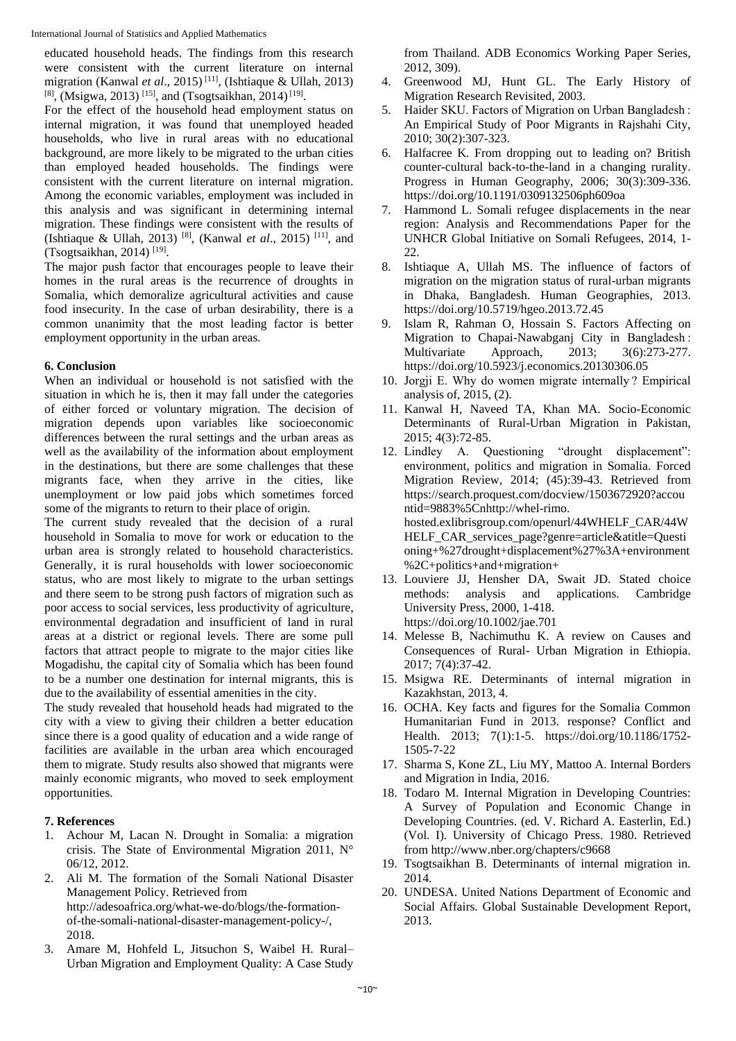educated household heads. The findings from this research were consistent with the current literature on internal migration (Kanwal *et al*., 2015) [11], (Ishtiaque & Ullah, 2013) [8], (Msigwa, 2013) [15], and (Tsogtsaikhan, 2014) [19].

For the effect of the household head employment status on internal migration, it was found that unemployed headed households, who live in rural areas with no educational background, are more likely to be migrated to the urban cities than employed headed households. The findings were consistent with the current literature on internal migration. Among the economic variables, employment was included in this analysis and was significant in determining internal migration. These findings were consistent with the results of (Ishtiaque & Ullah, 2013) [8], (Kanwal *et al*., 2015) [11], and (Tsogtsaikhan, 2014) [19].

The major push factor that encourages people to leave their homes in the rural areas is the recurrence of droughts in Somalia, which demoralize agricultural activities and cause food insecurity. In the case of urban desirability, there is a common unanimity that the most leading factor is better employment opportunity in the urban areas.

## 6. Conclusion

When an individual or household is not satisfied with the situation in which he is, then it may fall under the categories of either forced or voluntary migration. The decision of migration depends upon variables like socioeconomic differences between the rural settings and the urban areas as well as the availability of the information about employment in the destinations, but there are some challenges that these migrants face, when they arrive in the cities, like unemployment or low paid jobs which sometimes forced some of the migrants to return to their place of origin.

The current study revealed that the decision of a rural household in Somalia to move for work or education to the urban area is strongly related to household characteristics. Generally, it is rural households with lower socioeconomic status, who are most likely to migrate to the urban settings and there seem to be strong push factors of migration such as poor access to social services, less productivity of agriculture, environmental degradation and insufficient of land in rural areas at a district or regional levels. There are some pull factors that attract people to migrate to the major cities like Mogadishu, the capital city of Somalia which has been found to be a number one destination for internal migrants, this is due to the availability of essential amenities in the city.

The study revealed that household heads had migrated to the city with a view to giving their children a better education since there is a good quality of education and a wide range of facilities are available in the urban area which encouraged them to migrate. Study results also showed that migrants were mainly economic migrants, who moved to seek employment opportunities.

## 7. References

1. Achour M, Lacan N. Drought in Somalia: a migration crisis. The State of Environmental Migration 2011, N° 06/12, 2012.
2. Ali M. The formation of the Somali National Disaster Management Policy. Retrieved from http://adesoafrica.org/what-we-do/blogs/the-formation-of-the-somali-national-disaster-management-policy-/, 2018.
3. Amare M, Hohfeld L, Jitsuchon S, Waibel H. Rural–Urban Migration and Employment Quality: A Case Study from Thailand. ADB Economics Working Paper Series, 2012, 309).
4. Greenwood MJ, Hunt GL. The Early History of Migration Research Revisited, 2003.
5. Haider SKU. Factors of Migration on Urban Bangladesh : An Empirical Study of Poor Migrants in Rajshahi City, 2010; 30(2):307-323.
6. Halfacree K. From dropping out to leading on? British counter-cultural back-to-the-land in a changing rurality. Progress in Human Geography, 2006; 30(3):309-336. https://doi.org/10.1191/0309132506ph609oa
7. Hammond L. Somali refugee displacements in the near region: Analysis and Recommendations Paper for the UNHCR Global Initiative on Somali Refugees, 2014, 1-22.
8. Ishtiaque A, Ullah MS. The influence of factors of migration on the migration status of rural-urban migrants in Dhaka, Bangladesh. Human Geographies, 2013. https://doi.org/10.5719/hgeo.2013.72.45
9. Islam R, Rahman O, Hossain S. Factors Affecting on Migration to Chapai-Nawabganj City in Bangladesh : Multivariate Approach, 2013; 3(6):273-277. https://doi.org/10.5923/j.economics.20130306.05
10. Jorgji E. Why do women migrate internally ? Empirical analysis of, 2015, (2).
11. Kanwal H, Naveed TA, Khan MA. Socio-Economic Determinants of Rural-Urban Migration in Pakistan, 2015; 4(3):72-85.
12. Lindley A. Questioning "drought displacement": environment, politics and migration in Somalia. Forced Migration Review, 2014; (45):39-43. Retrieved from https://search.proquest.com/docview/1503672920?accountid=9883%5Cnhttp://whel-rimo.hosted.exlibrisgroup.com/openurl/44WHELF_CAR/44WHELF_CAR_services_page?genre=article&atitle=Questioning+%27drought+displacement%27%3A+environment%2C+politics+and+migration+
13. Louviere JJ, Hensher DA, Swait JD. Stated choice methods: analysis and applications. Cambridge University Press, 2000, 1-418. https://doi.org/10.1002/jae.701
14. Melesse B, Nachimuthu K. A review on Causes and Consequences of Rural- Urban Migration in Ethiopia. 2017; 7(4):37-42.
15. Msigwa RE. Determinants of internal migration in Kazakhstan, 2013, 4.
16. OCHA. Key facts and figures for the Somalia Common Humanitarian Fund in 2013. response? Conflict and Health. 2013; 7(1):1-5. https://doi.org/10.1186/1752-1505-7-22
17. Sharma S, Kone ZL, Liu MY, Mattoo A. Internal Borders and Migration in India, 2016.
18. Todaro M. Internal Migration in Developing Countries: A Survey of Population and Economic Change in Developing Countries. (ed. V. Richard A. Easterlin, Ed.) (Vol. I). University of Chicago Press. 1980. Retrieved from http://www.nber.org/chapters/c9668
19. Tsogtsaikhan B. Determinants of internal migration in. 2014.
20. UNDESA. United Nations Department of Economic and Social Affairs. Global Sustainable Development Report, 2013.